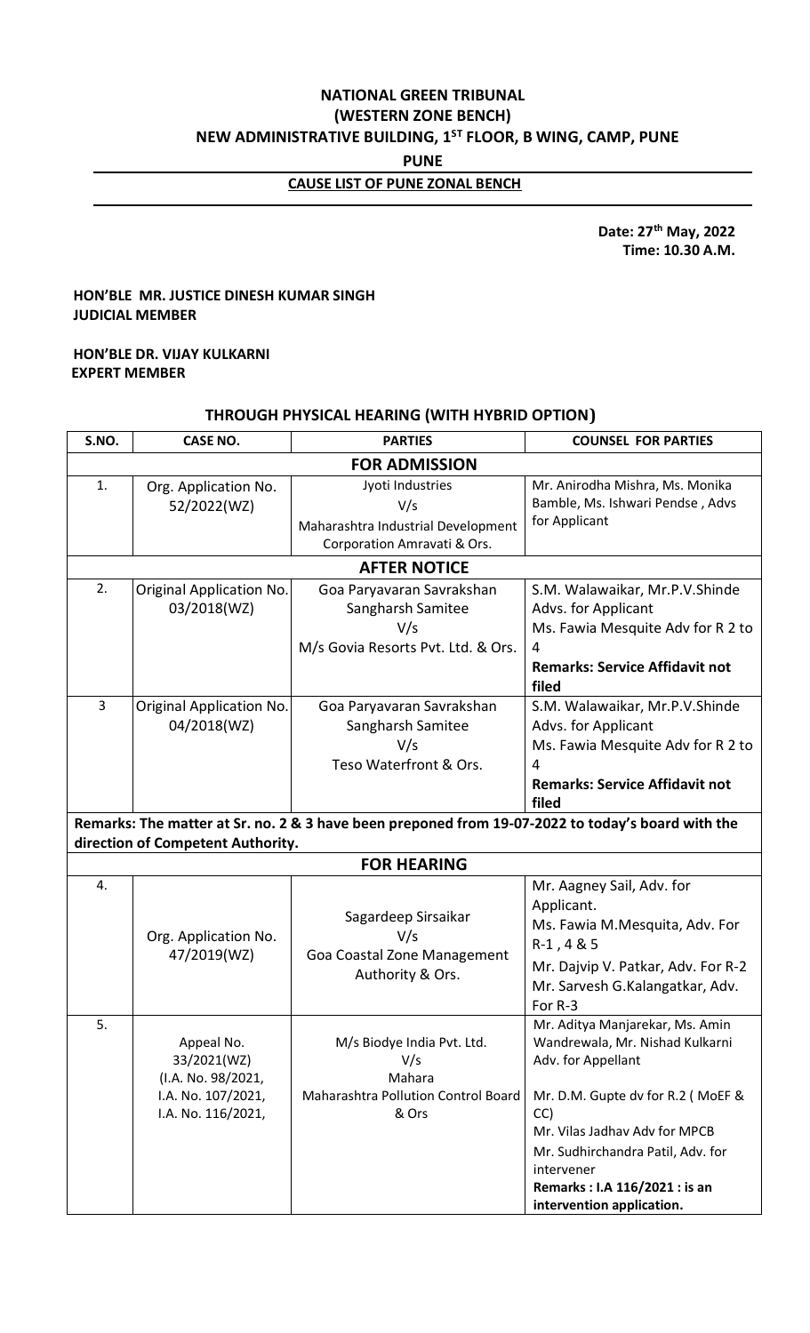# NATIONAL GREEN TRIBUNAL
## (WESTERN ZONE BENCH)
## NEW ADMINISTRATIVE BUILDING, 1ST FLOOR, B WING, CAMP, PUNE
## PUNE
### CAUSE LIST OF PUNE ZONAL BENCH

**Date: 27th May, 2022**
**Time: 10.30 A.M.**

**HON'BLE MR. JUSTICE DINESH KUMAR SINGH**
**JUDICIAL MEMBER**

**HON'BLE DR. VIJAY KULKARNI**
**EXPERT MEMBER**

### THROUGH PHYSICAL HEARING (WITH HYBRID OPTION)

| S.NO. | CASE NO. | PARTIES | COUNSEL FOR PARTIES |
|---|---|---|---|
| **FOR ADMISSION** | | | |
| 1. | Org. Application No. 52/2022(WZ) | Jyoti Industries<br>V/s<br>Maharashtra Industrial Development Corporation Amravati & Ors. | Mr. Anirodha Mishra, Ms. Monika Bamble, Ms. Ishwari Pendse , Advs for Applicant |
| **AFTER NOTICE** | | | |
| 2. | Original Application No. 03/2018(WZ) | Goa Paryavaran Savrakshan Sangharsh Samitee<br>V/s<br>M/s Govia Resorts Pvt. Ltd. & Ors. | S.M. Walawaikar, Mr.P.V.Shinde Advs. for Applicant<br>Ms. Fawia Mesquite Adv for R 2 to 4<br>**Remarks: Service Affidavit not filed** |
| 3 | Original Application No. 04/2018(WZ) | Goa Paryavaran Savrakshan Sangharsh Samitee<br>V/s<br>Teso Waterfront & Ors. | S.M. Walawaikar, Mr.P.V.Shinde Advs. for Applicant<br>Ms. Fawia Mesquite Adv for R 2 to 4<br>**Remarks: Service Affidavit not filed** |
| **Remarks: The matter at Sr. no. 2 & 3 have been preponed from 19-07-2022 to today's board with the direction of Competent Authority.** | | | |
| **FOR HEARING** | | | |
| 4. | Org. Application No. 47/2019(WZ) | Sagardeep Sirsaikar<br>V/s<br>Goa Coastal Zone Management Authority & Ors. | Mr. Aagney Sail, Adv. for Applicant.<br>Ms. Fawia M.Mesquita, Adv. For R-1 , 4 & 5<br>Mr. Dajvip V. Patkar, Adv. For R-2<br>Mr. Sarvesh G.Kalangatkar, Adv. For R-3 |
| 5. | Appeal No. 33/2021(WZ)<br>(I.A. No. 98/2021,<br>I.A. No. 107/2021,<br>I.A. No. 116/2021, | M/s Biodye India Pvt. Ltd.<br>V/s<br>Mahara<br>Maharashtra Pollution Control Board & Ors | Mr. Aditya Manjarekar, Ms. Amin Wandrewala, Mr. Nishad Kulkarni Adv. for Appellant<br>Mr. D.M. Gupte dv for R.2 ( MoEF & CC)<br>Mr. Vilas Jadhav Adv for MPCB<br>Mr. Sudhirchandra Patil, Adv. for intervener<br>**Remarks : I.A 116/2021 : is an intervention application.** |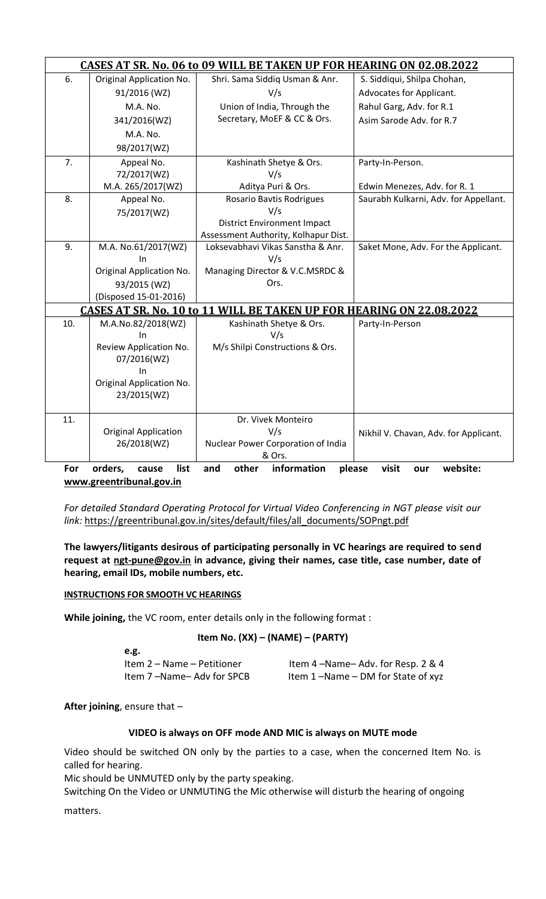| | | | |
|---|---|---|---|
| **CASES AT SR. No. 06 to 09 WILL BE TAKEN UP FOR HEARING ON 02.08.2022** | | | |
| 6. | Original Application No. 91/2016 (WZ) M.A. No. 341/2016(WZ) M.A. No. 98/2017(WZ) | Shri. Sama Siddiq Usman & Anr. V/s Union of India, Through the Secretary, MoEF & CC & Ors. | S. Siddiqui, Shilpa Chohan, Advocates for Applicant. Rahul Garg, Adv. for R.1 Asim Sarode Adv. for R.7 |
| 7. | Appeal No. 72/2017(WZ) M.A. 265/2017(WZ) | Kashinath Shetye & Ors. V/s Aditya Puri & Ors. | Party-In-Person. Edwin Menezes, Adv. for R. 1 |
| 8. | Appeal No. 75/2017(WZ) | Rosario Bavtis Rodrigues V/s District Environment Impact Assessment Authority, Kolhapur Dist. | Saurabh Kulkarni, Adv. for Appellant. |
| 9. | M.A. No.61/2017(WZ) In Original Application No. 93/2015 (WZ) (Disposed 15-01-2016) | Loksevabhavi Vikas Sanstha & Anr. V/s Managing Director & V.C.MSRDC & Ors. | Saket Mone, Adv. For the Applicant. |
| **CASES AT SR. No. 10 to 11 WILL BE TAKEN UP FOR HEARING ON 22.08.2022** | | | |
| 10. | M.A.No.82/2018(WZ) In Review Application No. 07/2016(WZ) In Original Application No. 23/2015(WZ) | Kashinath Shetye & Ors. V/s M/s Shilpi Constructions & Ors. | Party-In-Person |
| 11. | Original Application 26/2018(WZ) | Dr. Vivek Monteiro V/s Nuclear Power Corporation of India & Ors. | Nikhil V. Chavan, Adv. for Applicant. |

**For orders, cause list and other information please visit our website: www.greentribunal.gov.in**

*For detailed Standard Operating Protocol for Virtual Video Conferencing in NGT please visit our link:* https://greentribunal.gov.in/sites/default/files/all_documents/SOPngt.pdf

**The lawyers/litigants desirous of participating personally in VC hearings are required to send request at ngt-pune@gov.in in advance, giving their names, case title, case number, date of hearing, email IDs, mobile numbers, etc.**

**INSTRUCTIONS FOR SMOOTH VC HEARINGS**

**While joining,** the VC room, enter details only in the following format :

**Item No. (XX) – (NAME) – (PARTY)**

**e.g.**

Item 2 – Name – Petitioner    Item 4 –Name– Adv. for Resp. 2 & 4
Item 7 –Name– Adv for SPCB    Item 1 –Name – DM for State of xyz

**After joining**, ensure that –

**VIDEO is always on OFF mode AND MIC is always on MUTE mode**

Video should be switched ON only by the parties to a case, when the concerned Item No. is called for hearing.

Mic should be UNMUTED only by the party speaking.

Switching On the Video or UNMUTING the Mic otherwise will disturb the hearing of ongoing matters.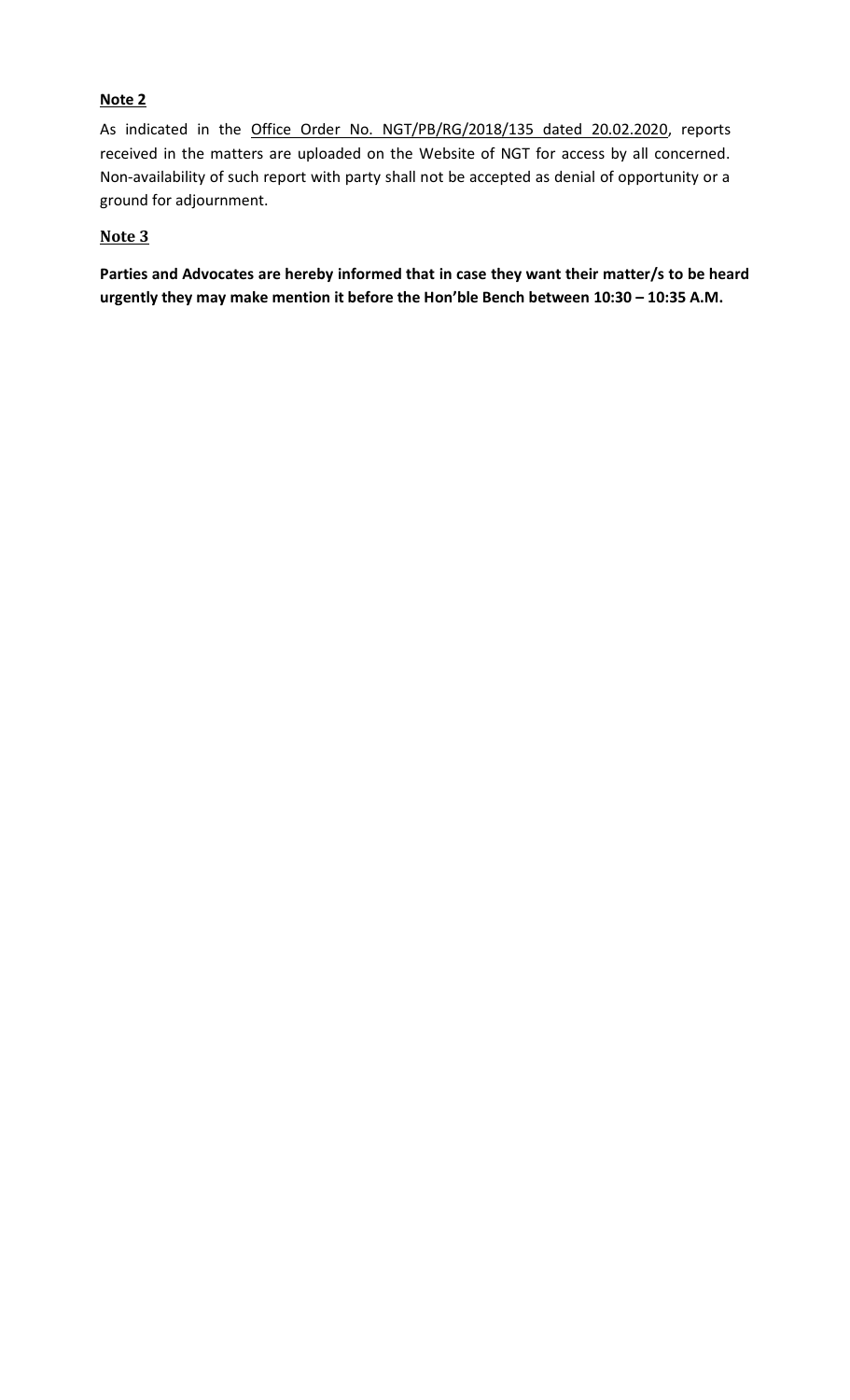**Note 2**

As indicated in the Office Order No. NGT/PB/RG/2018/135 dated 20.02.2020, reports received in the matters are uploaded on the Website of NGT for access by all concerned. Non-availability of such report with party shall not be accepted as denial of opportunity or a ground for adjournment.

**Note 3**

**Parties and Advocates are hereby informed that in case they want their matter/s to be heard urgently they may make mention it before the Hon'ble Bench between 10:30 – 10:35 A.M.**